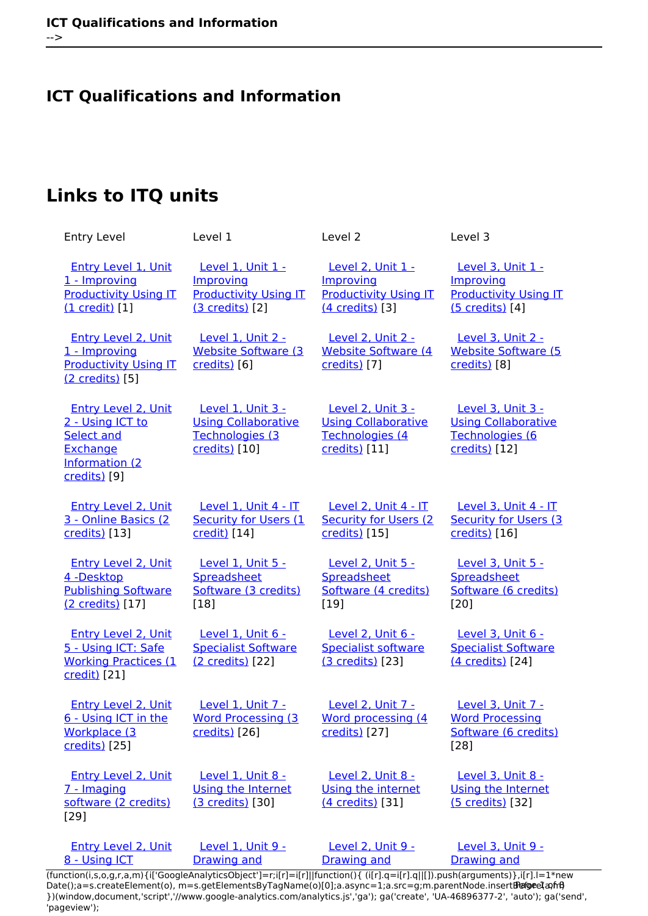# ICT Qualifications and Information

## Links to ITQ units

| Entry Level | Level 1 | Level 2 | Level 3 |
| --- | --- | --- | --- |
| Entry Level 1, Unit 1 - Improving Productivity Using IT (1 credit) [1] | Level 1, Unit 1 - Improving Productivity Using IT (3 credits) [2] | Level 2, Unit 1 - Improving Productivity Using IT (4 credits) [3] | Level 3, Unit 1 - Improving Productivity Using IT (5 credits) [4] |
| Entry Level 2, Unit 1 - Improving Productivity Using IT (2 credits) [5] | Level 1, Unit 2 - Website Software (3 credits) [6] | Level 2, Unit 2 - Website Software (4 credits) [7] | Level 3, Unit 2 - Website Software (5 credits) [8] |
| Entry Level 2, Unit 2 - Using ICT to Select and Exchange Information (2 credits) [9] | Level 1, Unit 3 - Using Collaborative Technologies (3 credits) [10] | Level 2, Unit 3 - Using Collaborative Technologies (4 credits) [11] | Level 3, Unit 3 - Using Collaborative Technologies (6 credits) [12] |
| Entry Level 2, Unit 3 - Online Basics (2 credits) [13] | Level 1, Unit 4 - IT Security for Users (1 credit) [14] | Level 2, Unit 4 - IT Security for Users (2 credits) [15] | Level 3, Unit 4 - IT Security for Users (3 credits) [16] |
| Entry Level 2, Unit 4 -Desktop Publishing Software (2 credits) [17] | Level 1, Unit 5 - Spreadsheet Software (3 credits) [18] | Level 2, Unit 5 - Spreadsheet Software (4 credits) [19] | Level 3, Unit 5 - Spreadsheet Software (6 credits) [20] |
| Entry Level 2, Unit 5 - Using ICT: Safe Working Practices (1 credit) [21] | Level 1, Unit 6 - Specialist Software (2 credits) [22] | Level 2, Unit 6 - Specialist software (3 credits) [23] | Level 3, Unit 6 - Specialist Software (4 credits) [24] |
| Entry Level 2, Unit 6 - Using ICT in the Workplace (3 credits) [25] | Level 1, Unit 7 - Word Processing (3 credits) [26] | Level 2, Unit 7 - Word processing (4 credits) [27] | Level 3, Unit 7 - Word Processing Software (6 credits) [28] |
| Entry Level 2, Unit 7 - Imaging software (2 credits) [29] | Level 1, Unit 8 - Using the Internet (3 credits) [30] | Level 2, Unit 8 - Using the Internet (4 credits) [31] | Level 3, Unit 8 - Using the Internet (5 credits) [32] |
| Entry Level 2, Unit 8 - Using ICT | Level 1, Unit 9 - Drawing and | Level 2, Unit 9 - Drawing and | Level 3, Unit 9 - Drawing and |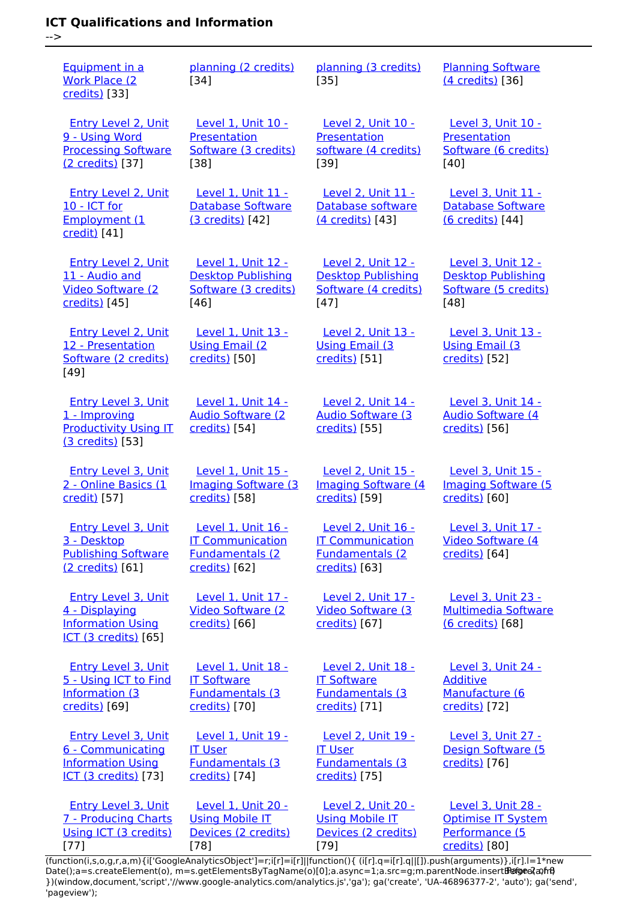| | | | |
|---|---|---|---|
| Equipment in a Work Place (2 credits) [33] | planning (2 credits) [34] | planning (3 credits) [35] | Planning Software (4 credits) [36] |
| Entry Level 2, Unit 9 - Using Word Processing Software (2 credits) [37] | Level 1, Unit 10 - Presentation Software (3 credits) [38] | Level 2, Unit 10 - Presentation software (4 credits) [39] | Level 3, Unit 10 - Presentation Software (6 credits) [40] |
| Entry Level 2, Unit 10 - ICT for Employment (1 credit) [41] | Level 1, Unit 11 - Database Software (3 credits) [42] | Level 2, Unit 11 - Database software (4 credits) [43] | Level 3, Unit 11 - Database Software (6 credits) [44] |
| Entry Level 2, Unit 11 - Audio and Video Software (2 credits) [45] | Level 1, Unit 12 - Desktop Publishing Software (3 credits) [46] | Level 2, Unit 12 - Desktop Publishing Software (4 credits) [47] | Level 3, Unit 12 - Desktop Publishing Software (5 credits) [48] |
| Entry Level 2, Unit 12 - Presentation Software (2 credits) [49] | Level 1, Unit 13 - Using Email (2 credits) [50] | Level 2, Unit 13 - Using Email (3 credits) [51] | Level 3, Unit 13 - Using Email (3 credits) [52] |
| Entry Level 3, Unit 1 - Improving Productivity Using IT (3 credits) [53] | Level 1, Unit 14 - Audio Software (2 credits) [54] | Level 2, Unit 14 - Audio Software (3 credits) [55] | Level 3, Unit 14 - Audio Software (4 credits) [56] |
| Entry Level 3, Unit 2 - Online Basics (1 credit) [57] | Level 1, Unit 15 - Imaging Software (3 credits) [58] | Level 2, Unit 15 - Imaging Software (4 credits) [59] | Level 3, Unit 15 - Imaging Software (5 credits) [60] |
| Entry Level 3, Unit 3 - Desktop Publishing Software (2 credits) [61] | Level 1, Unit 16 - IT Communication Fundamentals (2 credits) [62] | Level 2, Unit 16 - IT Communication Fundamentals (2 credits) [63] | Level 3, Unit 17 - Video Software (4 credits) [64] |
| Entry Level 3, Unit 4 - Displaying Information Using ICT (3 credits) [65] | Level 1, Unit 17 - Video Software (2 credits) [66] | Level 2, Unit 17 - Video Software (3 credits) [67] | Level 3, Unit 23 - Multimedia Software (6 credits) [68] |
| Entry Level 3, Unit 5 - Using ICT to Find Information (3 credits) [69] | Level 1, Unit 18 - IT Software Fundamentals (3 credits) [70] | Level 2, Unit 18 - IT Software Fundamentals (3 credits) [71] | Level 3, Unit 24 - Additive Manufacture (6 credits) [72] |
| Entry Level 3, Unit 6 - Communicating Information Using ICT (3 credits) [73] | Level 1, Unit 19 - IT User Fundamentals (3 credits) [74] | Level 2, Unit 19 - IT User Fundamentals (3 credits) [75] | Level 3, Unit 27 - Design Software (5 credits) [76] |
| Entry Level 3, Unit 7 - Producing Charts Using ICT (3 credits) [77] | Level 1, Unit 20 - Using Mobile IT Devices (2 credits) [78] | Level 2, Unit 20 - Using Mobile IT Devices (2 credits) [79] | Level 3, Unit 28 - Optimise IT System Performance (5 credits) [80] |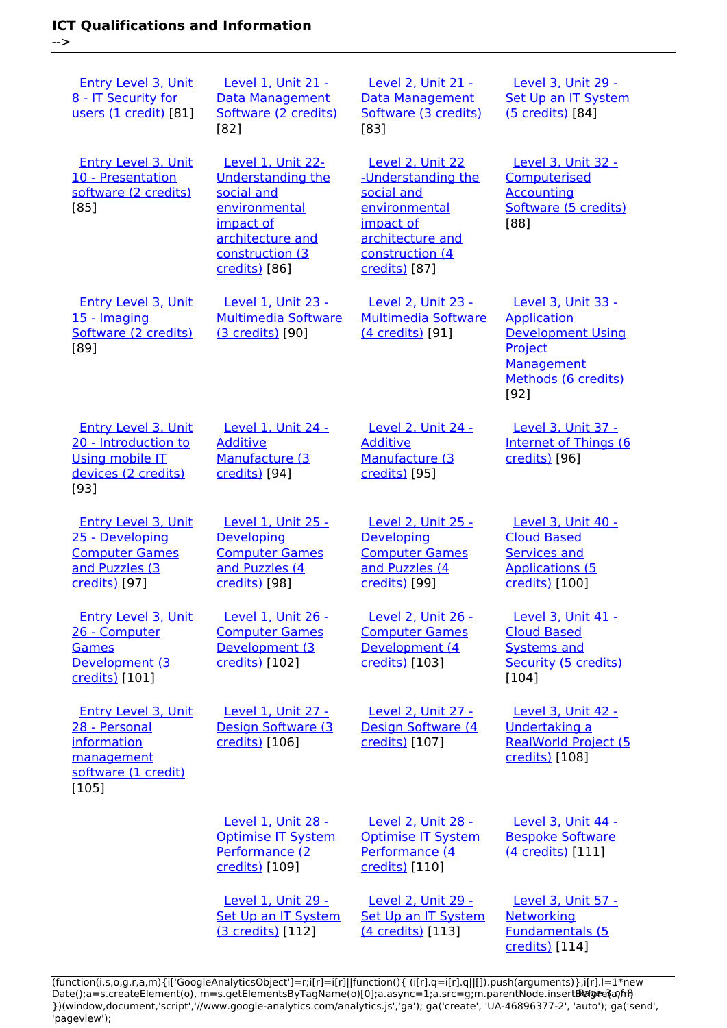| | | | |
|---|---|---|---|
| Entry Level 3, Unit 8 - IT Security for users (1 credit) [81] | Level 1, Unit 21 - Data Management Software (2 credits) [82] | Level 2, Unit 21 - Data Management Software (3 credits) [83] | Level 3, Unit 29 - Set Up an IT System (5 credits) [84] |
| Entry Level 3, Unit 10 - Presentation software (2 credits) [85] | Level 1, Unit 22- Understanding the social and environmental impact of architecture and construction (3 credits) [86] | Level 2, Unit 22 -Understanding the social and environmental impact of architecture and construction (4 credits) [87] | Level 3, Unit 32 - Computerised Accounting Software (5 credits) [88] |
| Entry Level 3, Unit 15 - Imaging Software (2 credits) [89] | Level 1, Unit 23 - Multimedia Software (3 credits) [90] | Level 2, Unit 23 - Multimedia Software (4 credits) [91] | Level 3, Unit 33 - Application Development Using Project Management Methods (6 credits) [92] |
| Entry Level 3, Unit 20 - Introduction to Using mobile IT devices (2 credits) [93] | Level 1, Unit 24 - Additive Manufacture (3 credits) [94] | Level 2, Unit 24 - Additive Manufacture (3 credits) [95] | Level 3, Unit 37 - Internet of Things (6 credits) [96] |
| Entry Level 3, Unit 25 - Developing Computer Games and Puzzles (3 credits) [97] | Level 1, Unit 25 - Developing Computer Games and Puzzles (4 credits) [98] | Level 2, Unit 25 - Developing Computer Games and Puzzles (4 credits) [99] | Level 3, Unit 40 - Cloud Based Services and Applications (5 credits) [100] |
| Entry Level 3, Unit 26 - Computer Games Development (3 credits) [101] | Level 1, Unit 26 - Computer Games Development (3 credits) [102] | Level 2, Unit 26 - Computer Games Development (4 credits) [103] | Level 3, Unit 41 - Cloud Based Systems and Security (5 credits) [104] |
| Entry Level 3, Unit 28 - Personal information management software (1 credit) [105] | Level 1, Unit 27 - Design Software (3 credits) [106] | Level 2, Unit 27 - Design Software (4 credits) [107] | Level 3, Unit 42 - Undertaking a RealWorld Project (5 credits) [108] |
| | Level 1, Unit 28 - Optimise IT System Performance (2 credits) [109] | Level 2, Unit 28 - Optimise IT System Performance (4 credits) [110] | Level 3, Unit 44 - Bespoke Software (4 credits) [111] |
| | Level 1, Unit 29 - Set Up an IT System (3 credits) [112] | Level 2, Unit 29 - Set Up an IT System (4 credits) [113] | Level 3, Unit 57 - Networking Fundamentals (5 credits) [114] |

```
(function(i,s,o,g,r,a,m){i['GoogleAnalyticsObject']=r;i[r]=i[r]||function(){ (i[r].q=i[r].q||[]).push(arguments)},i[r].l=1*new Date();a=s.createElement(o), m=s.getElementsByTagName(o)[0];a.async=1;a.src=g;m.parentNode.insertBefore(a,m) })(window,document,'script','//www.google-analytics.com/analytics.js','ga'); ga('create', 'UA-46896377-2', 'auto'); ga('send', 'pageview');
```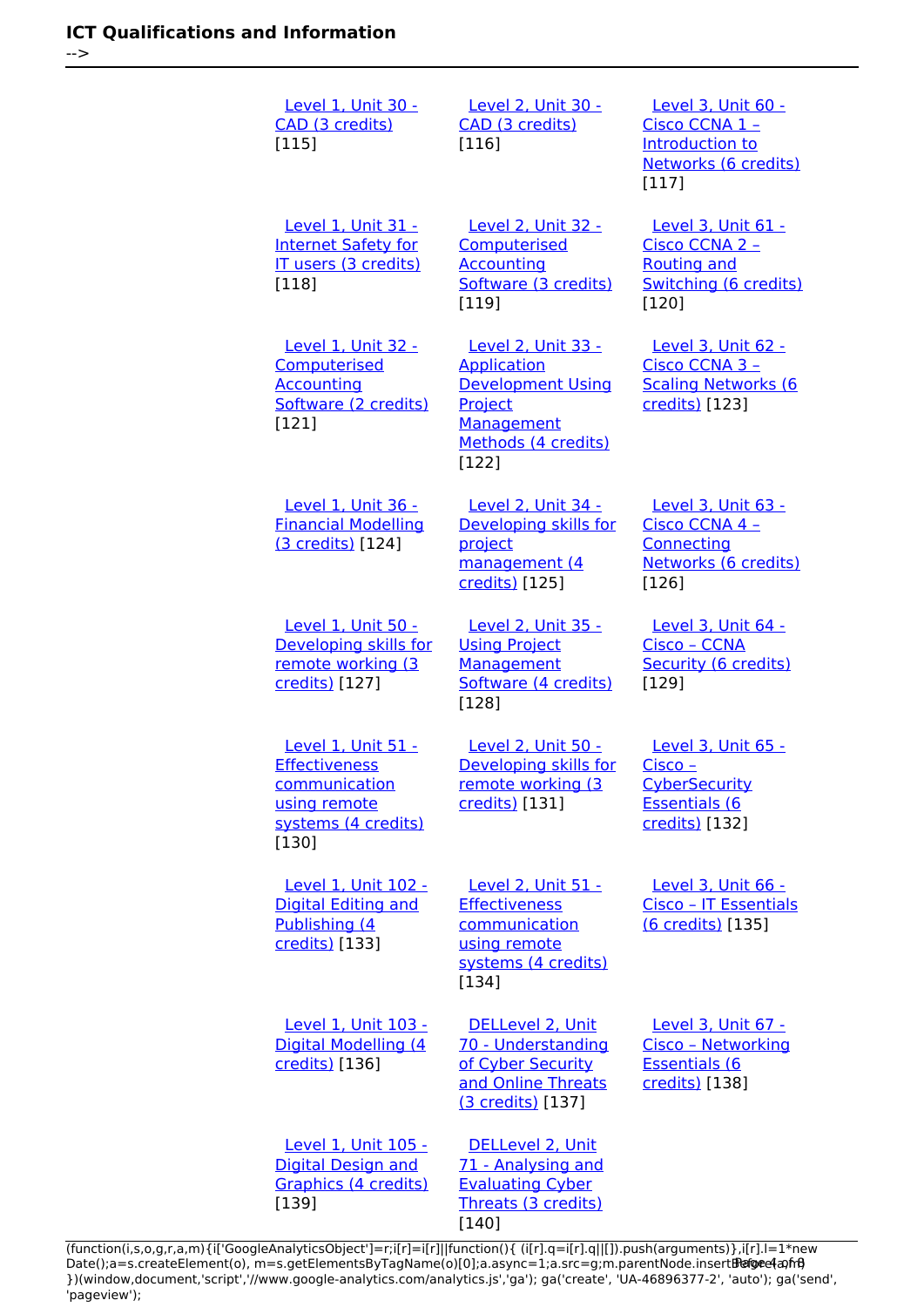| | | |
|---|---|---|
| Level 1, Unit 30 - CAD (3 credits) [115] | Level 2, Unit 30 - CAD (3 credits) [116] | Level 3, Unit 60 - Cisco CCNA 1 – Introduction to Networks (6 credits) [117] |
| Level 1, Unit 31 - Internet Safety for IT users (3 credits) [118] | Level 2, Unit 32 - Computerised Accounting Software (3 credits) [119] | Level 3, Unit 61 - Cisco CCNA 2 – Routing and Switching (6 credits) [120] |
| Level 1, Unit 32 - Computerised Accounting Software (2 credits) [121] | Level 2, Unit 33 - Application Development Using Project Management Methods (4 credits) [122] | Level 3, Unit 62 - Cisco CCNA 3 – Scaling Networks (6 credits) [123] |
| Level 1, Unit 36 - Financial Modelling (3 credits) [124] | Level 2, Unit 34 - Developing skills for project management (4 credits) [125] | Level 3, Unit 63 - Cisco CCNA 4 – Connecting Networks (6 credits) [126] |
| Level 1, Unit 50 - Developing skills for remote working (3 credits) [127] | Level 2, Unit 35 - Using Project Management Software (4 credits) [128] | Level 3, Unit 64 - Cisco – CCNA Security (6 credits) [129] |
| Level 1, Unit 51 - Effectiveness communication using remote systems (4 credits) [130] | Level 2, Unit 50 - Developing skills for remote working (3 credits) [131] | Level 3, Unit 65 - Cisco – CyberSecurity Essentials (6 credits) [132] |
| Level 1, Unit 102 - Digital Editing and Publishing (4 credits) [133] | Level 2, Unit 51 - Effectiveness communication using remote systems (4 credits) [134] | Level 3, Unit 66 - Cisco – IT Essentials (6 credits) [135] |
| Level 1, Unit 103 - Digital Modelling (4 credits) [136] | DELLevel 2, Unit 70 - Understanding of Cyber Security and Online Threats (3 credits) [137] | Level 3, Unit 67 - Cisco – Networking Essentials (6 credits) [138] |
| Level 1, Unit 105 - Digital Design and Graphics (4 credits) [139] | DELLevel 2, Unit 71 - Analysing and Evaluating Cyber Threats (3 credits) [140] | |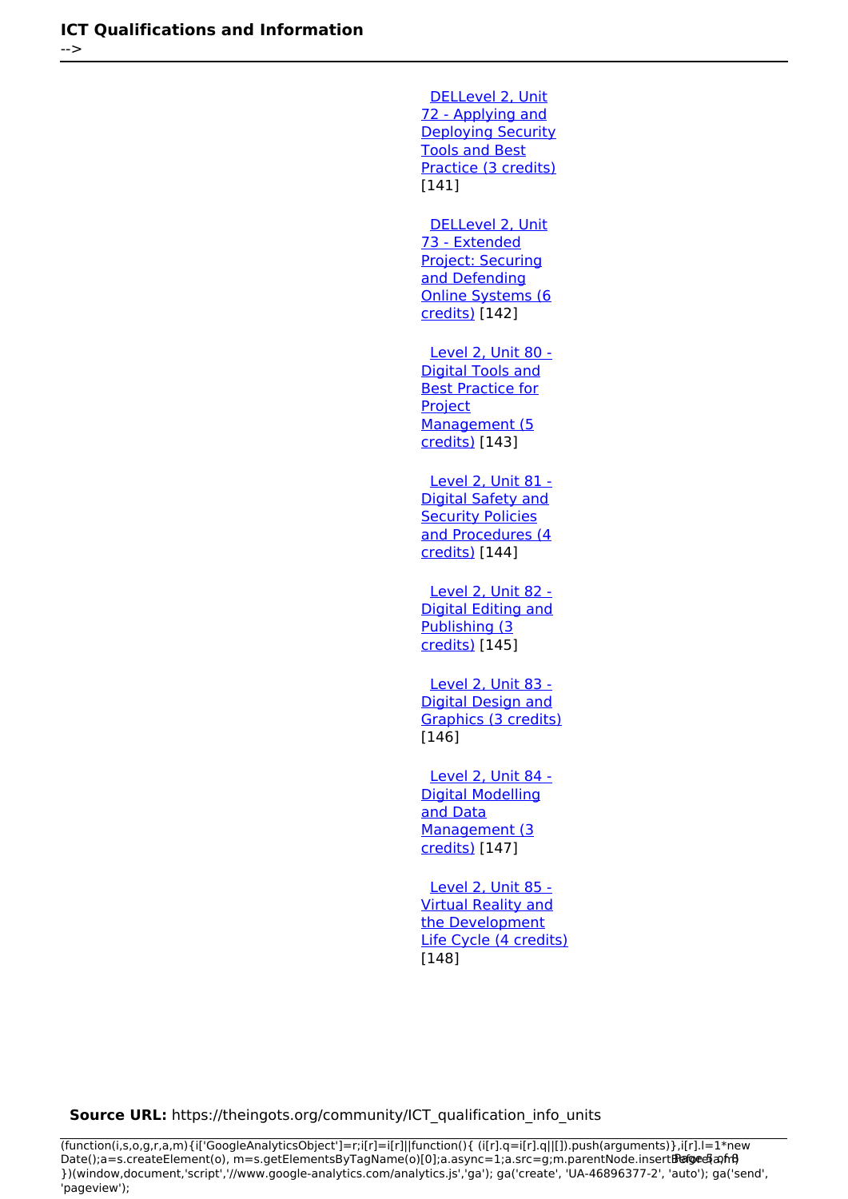DELLevel 2, Unit 72 - Applying and Deploying Security Tools and Best Practice (3 credits) [141]

DELLevel 2, Unit 73 - Extended Project: Securing and Defending Online Systems (6 credits) [142]

Level 2, Unit 80 - Digital Tools and Best Practice for Project Management (5 credits) [143]

Level 2, Unit 81 - Digital Safety and Security Policies and Procedures (4 credits) [144]

Level 2, Unit 82 - Digital Editing and Publishing (3 credits) [145]

Level 2, Unit 83 - Digital Design and Graphics (3 credits) [146]

Level 2, Unit 84 - Digital Modelling and Data Management (3 credits) [147]

Level 2, Unit 85 - Virtual Reality and the Development Life Cycle (4 credits) [148]

**Source URL:** https://theingots.org/community/ICT_qualification_info_units

```
(function(i,s,o,g,r,a,m){i['GoogleAnalyticsObject']=r;i[r]=i[r]||function(){ (i[r].q=i[r].q||[]).push(arguments)},i[r].l=1*new Date();a=s.createElement(o), m=s.getElementsByTagName(o)[0];a.async=1;a.src=g;m.parentNode.insertBefore(a,m) })(window,document,'script','//www.google-analytics.com/analytics.js','ga'); ga('create', 'UA-46896377-2', 'auto'); ga('send', 'pageview');
```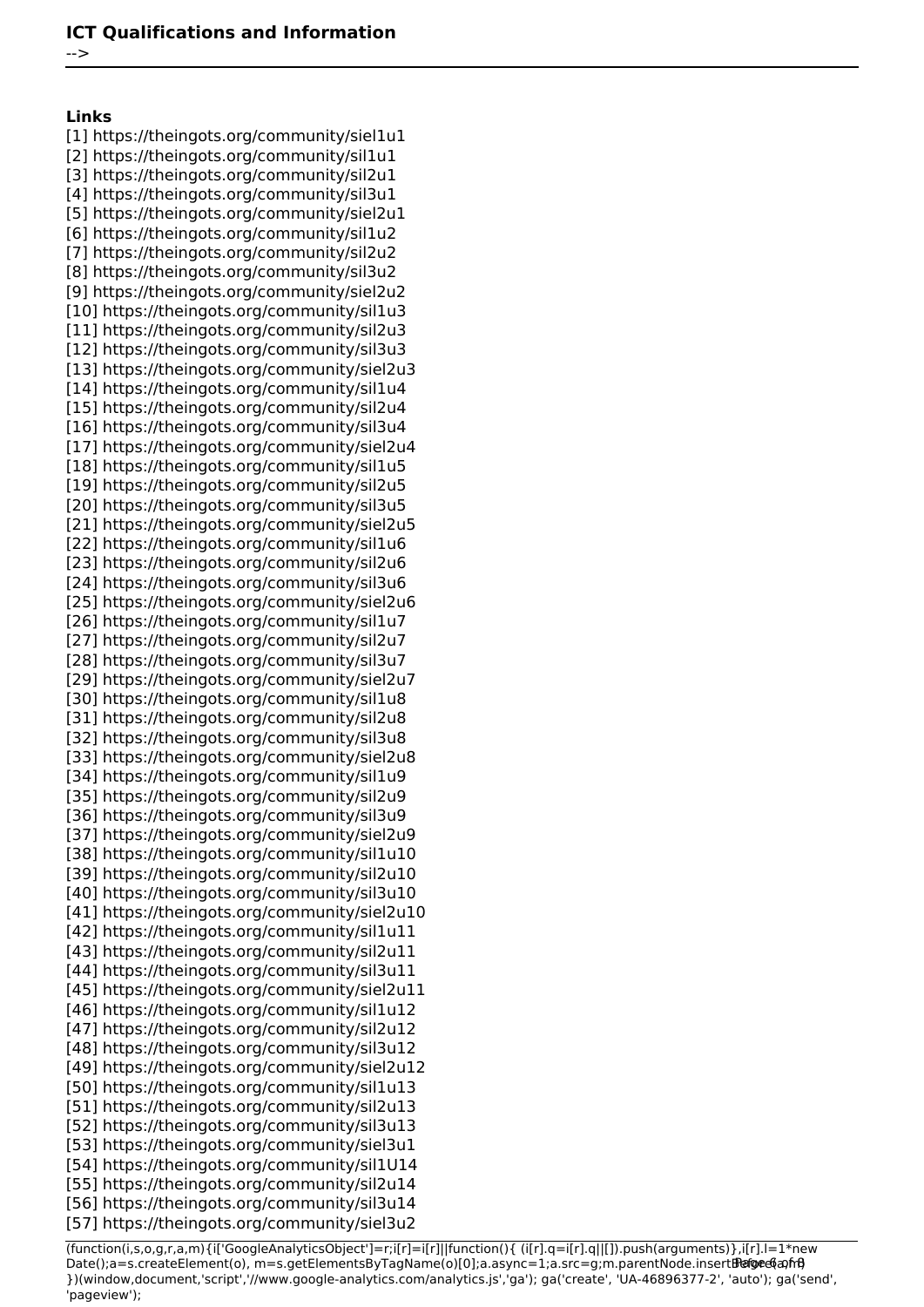**Links**

[1] https://theingots.org/community/siel1u1
[2] https://theingots.org/community/sil1u1
[3] https://theingots.org/community/sil2u1
[4] https://theingots.org/community/sil3u1
[5] https://theingots.org/community/siel2u1
[6] https://theingots.org/community/sil1u2
[7] https://theingots.org/community/sil2u2
[8] https://theingots.org/community/sil3u2
[9] https://theingots.org/community/siel2u2
[10] https://theingots.org/community/sil1u3
[11] https://theingots.org/community/sil2u3
[12] https://theingots.org/community/sil3u3
[13] https://theingots.org/community/siel2u3
[14] https://theingots.org/community/sil1u4
[15] https://theingots.org/community/sil2u4
[16] https://theingots.org/community/sil3u4
[17] https://theingots.org/community/siel2u4
[18] https://theingots.org/community/sil1u5
[19] https://theingots.org/community/sil2u5
[20] https://theingots.org/community/sil3u5
[21] https://theingots.org/community/siel2u5
[22] https://theingots.org/community/sil1u6
[23] https://theingots.org/community/sil2u6
[24] https://theingots.org/community/sil3u6
[25] https://theingots.org/community/siel2u6
[26] https://theingots.org/community/sil1u7
[27] https://theingots.org/community/sil2u7
[28] https://theingots.org/community/sil3u7
[29] https://theingots.org/community/siel2u7
[30] https://theingots.org/community/sil1u8
[31] https://theingots.org/community/sil2u8
[32] https://theingots.org/community/sil3u8
[33] https://theingots.org/community/siel2u8
[34] https://theingots.org/community/sil1u9
[35] https://theingots.org/community/sil2u9
[36] https://theingots.org/community/sil3u9
[37] https://theingots.org/community/siel2u9
[38] https://theingots.org/community/sil1u10
[39] https://theingots.org/community/sil2u10
[40] https://theingots.org/community/sil3u10
[41] https://theingots.org/community/siel2u10
[42] https://theingots.org/community/sil1u11
[43] https://theingots.org/community/sil2u11
[44] https://theingots.org/community/sil3u11
[45] https://theingots.org/community/siel2u11
[46] https://theingots.org/community/sil1u12
[47] https://theingots.org/community/sil2u12
[48] https://theingots.org/community/sil3u12
[49] https://theingots.org/community/siel2u12
[50] https://theingots.org/community/sil1u13
[51] https://theingots.org/community/sil2u13
[52] https://theingots.org/community/sil3u13
[53] https://theingots.org/community/siel3u1
[54] https://theingots.org/community/sil1U14
[55] https://theingots.org/community/sil2u14
[56] https://theingots.org/community/sil3u14
[57] https://theingots.org/community/siel3u2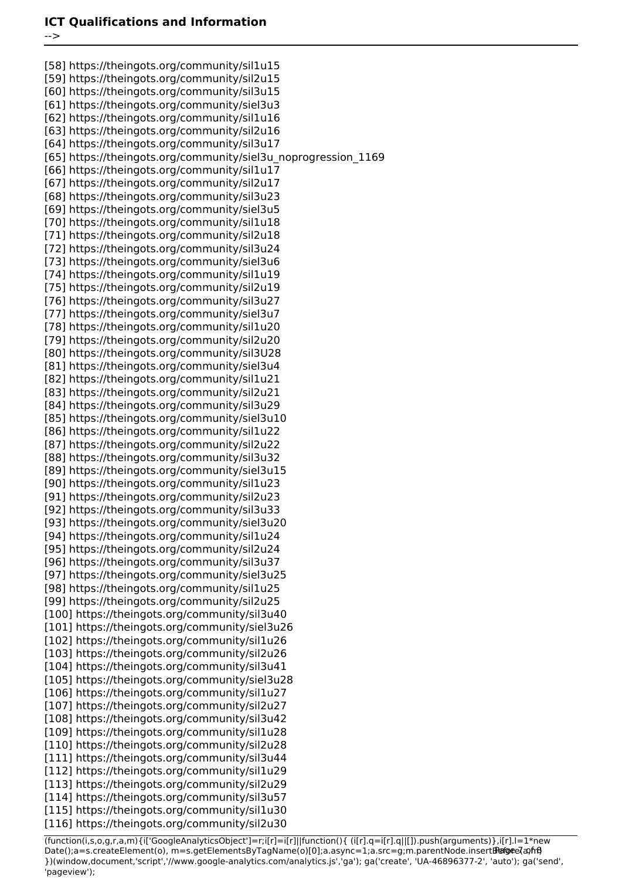[58] https://theingots.org/community/sil1u15
[59] https://theingots.org/community/sil2u15
[60] https://theingots.org/community/sil3u15
[61] https://theingots.org/community/siel3u3
[62] https://theingots.org/community/sil1u16
[63] https://theingots.org/community/sil2u16
[64] https://theingots.org/community/sil3u17
[65] https://theingots.org/community/siel3u_noprogression_1169
[66] https://theingots.org/community/sil1u17
[67] https://theingots.org/community/sil2u17
[68] https://theingots.org/community/sil3u23
[69] https://theingots.org/community/siel3u5
[70] https://theingots.org/community/sil1u18
[71] https://theingots.org/community/sil2u18
[72] https://theingots.org/community/sil3u24
[73] https://theingots.org/community/siel3u6
[74] https://theingots.org/community/sil1u19
[75] https://theingots.org/community/sil2u19
[76] https://theingots.org/community/sil3u27
[77] https://theingots.org/community/siel3u7
[78] https://theingots.org/community/sil1u20
[79] https://theingots.org/community/sil2u20
[80] https://theingots.org/community/sil3U28
[81] https://theingots.org/community/siel3u4
[82] https://theingots.org/community/sil1u21
[83] https://theingots.org/community/sil2u21
[84] https://theingots.org/community/sil3u29
[85] https://theingots.org/community/siel3u10
[86] https://theingots.org/community/sil1u22
[87] https://theingots.org/community/sil2u22
[88] https://theingots.org/community/sil3u32
[89] https://theingots.org/community/siel3u15
[90] https://theingots.org/community/sil1u23
[91] https://theingots.org/community/sil2u23
[92] https://theingots.org/community/sil3u33
[93] https://theingots.org/community/siel3u20
[94] https://theingots.org/community/sil1u24
[95] https://theingots.org/community/sil2u24
[96] https://theingots.org/community/sil3u37
[97] https://theingots.org/community/siel3u25
[98] https://theingots.org/community/sil1u25
[99] https://theingots.org/community/sil2u25
[100] https://theingots.org/community/sil3u40
[101] https://theingots.org/community/siel3u26
[102] https://theingots.org/community/sil1u26
[103] https://theingots.org/community/sil2u26
[104] https://theingots.org/community/sil3u41
[105] https://theingots.org/community/siel3u28
[106] https://theingots.org/community/sil1u27
[107] https://theingots.org/community/sil2u27
[108] https://theingots.org/community/sil3u42
[109] https://theingots.org/community/sil1u28
[110] https://theingots.org/community/sil2u28
[111] https://theingots.org/community/sil3u44
[112] https://theingots.org/community/sil1u29
[113] https://theingots.org/community/sil2u29
[114] https://theingots.org/community/sil3u57
[115] https://theingots.org/community/sil1u30
[116] https://theingots.org/community/sil2u30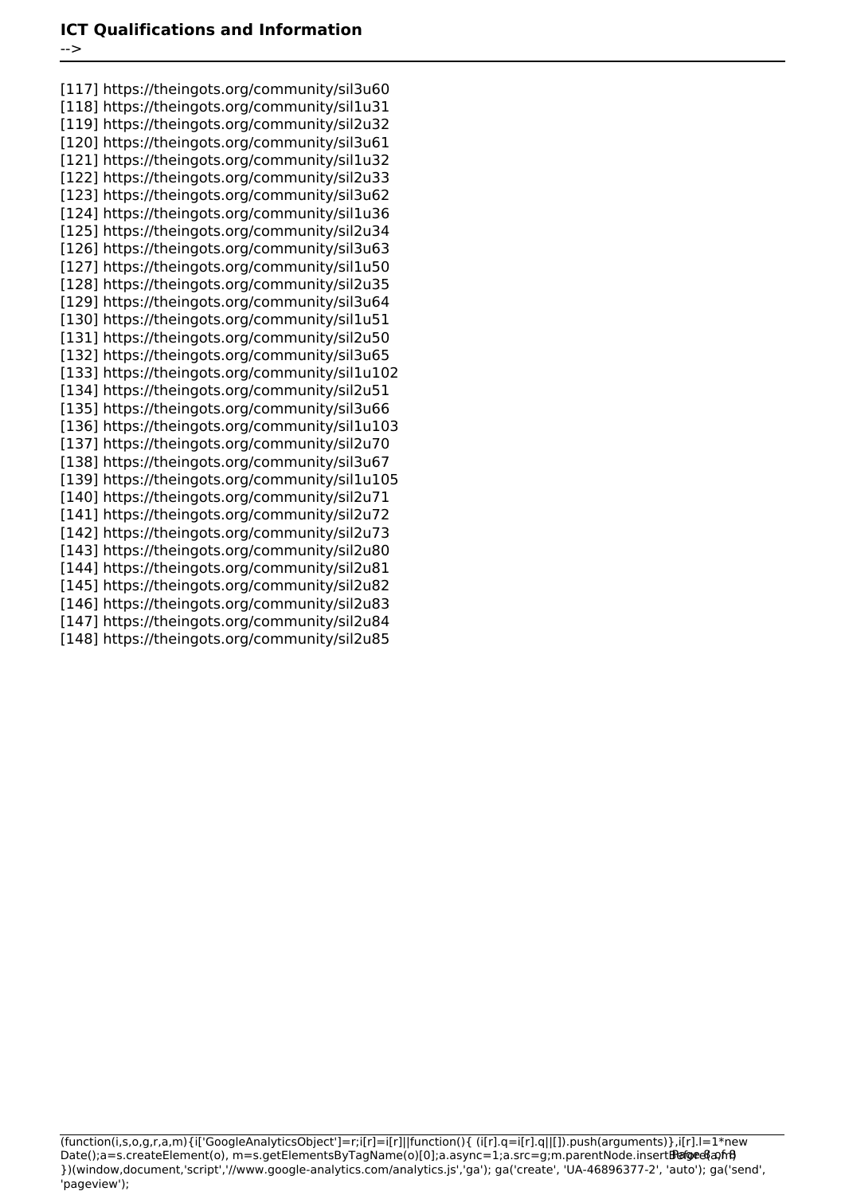[117] https://theingots.org/community/sil3u60
[118] https://theingots.org/community/sil1u31
[119] https://theingots.org/community/sil2u32
[120] https://theingots.org/community/sil3u61
[121] https://theingots.org/community/sil1u32
[122] https://theingots.org/community/sil2u33
[123] https://theingots.org/community/sil3u62
[124] https://theingots.org/community/sil1u36
[125] https://theingots.org/community/sil2u34
[126] https://theingots.org/community/sil3u63
[127] https://theingots.org/community/sil1u50
[128] https://theingots.org/community/sil2u35
[129] https://theingots.org/community/sil3u64
[130] https://theingots.org/community/sil1u51
[131] https://theingots.org/community/sil2u50
[132] https://theingots.org/community/sil3u65
[133] https://theingots.org/community/sil1u102
[134] https://theingots.org/community/sil2u51
[135] https://theingots.org/community/sil3u66
[136] https://theingots.org/community/sil1u103
[137] https://theingots.org/community/sil2u70
[138] https://theingots.org/community/sil3u67
[139] https://theingots.org/community/sil1u105
[140] https://theingots.org/community/sil2u71
[141] https://theingots.org/community/sil2u72
[142] https://theingots.org/community/sil2u73
[143] https://theingots.org/community/sil2u80
[144] https://theingots.org/community/sil2u81
[145] https://theingots.org/community/sil2u82
[146] https://theingots.org/community/sil2u83
[147] https://theingots.org/community/sil2u84
[148] https://theingots.org/community/sil2u85